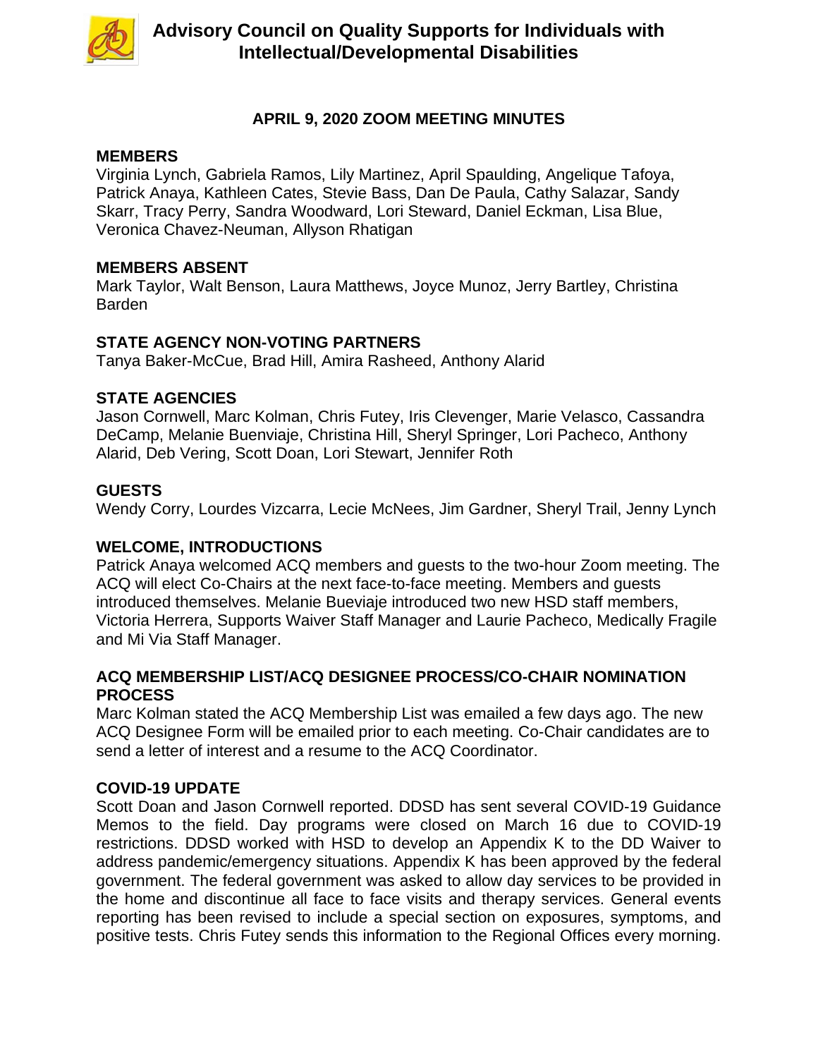# Advisory Council on Quality Supports for Individuals with Intellectual/Developmental Disabilities

## APRIL 9, 2020 ZOOM MEETING MINUTES

### MEMBERS

Virginia Lynch, Gabriela Ramos, Lily Martinez, April Spaulding, Angelique Tafoya, Patrick Anaya, Kathleen Cates, Stevie Bass, Dan De Paula, Cathy Salazar, Sandy Skarr, Tracy Perry, Sandra Woodward, Lori Steward, Daniel Eckman, Lisa Blue, Veronica Chavez-Neuman, Allyson Rhatigan

### MEMBERS ABSENT

Mark Taylor, Walt Benson, Laura Matthews, Joyce Munoz, Jerry Bartley, Christina Barden

### STATE AGENCY NON-VOTING PARTNERS

Tanya Baker-McCue, Brad Hill, Amira Rasheed, Anthony Alarid

### STATE AGENCIES

Jason Cornwell, Marc Kolman, Chris Futey, Iris Clevenger, Marie Velasco, Cassandra DeCamp, Melanie Buenviaje, Christina Hill, Sheryl Springer, Lori Pacheco, Anthony Alarid, Deb Vering, Scott Doan, Lori Stewart, Jennifer Roth

### GUESTS

Wendy Corry, Lourdes Vizcarra, Lecie McNees, Jim Gardner, Sheryl Trail, Jenny Lynch

### WELCOME, INTRODUCTIONS

Patrick Anaya welcomed ACQ members and guests to the two-hour Zoom meeting. The ACQ will elect Co-Chairs at the next face-to-face meeting. Members and guests introduced themselves. Melanie Bueviaje introduced two new HSD staff members, Victoria Herrera, Supports Waiver Staff Manager and Laurie Pacheco, Medically Fragile and Mi Via Staff Manager.

### ACQ MEMBERSHIP LIST/ACQ DESIGNEE PROCESS/CO-CHAIR NOMINATION PROCESS

Marc Kolman stated the ACQ Membership List was emailed a few days ago. The new ACQ Designee Form will be emailed prior to each meeting. Co-Chair candidates are to send a letter of interest and a resume to the ACQ Coordinator.

### COVID-19 UPDATE

Scott Doan and Jason Cornwell reported. DDSD has sent several COVID-19 Guidance Memos to the field. Day programs were closed on March 16 due to COVID-19 restrictions. DDSD worked with HSD to develop an Appendix K to the DD Waiver to address pandemic/emergency situations. Appendix K has been approved by the federal government. The federal government was asked to allow day services to be provided in the home and discontinue all face to face visits and therapy services. General events reporting has been revised to include a special section on exposures, symptoms, and positive tests. Chris Futey sends this information to the Regional Offices every morning.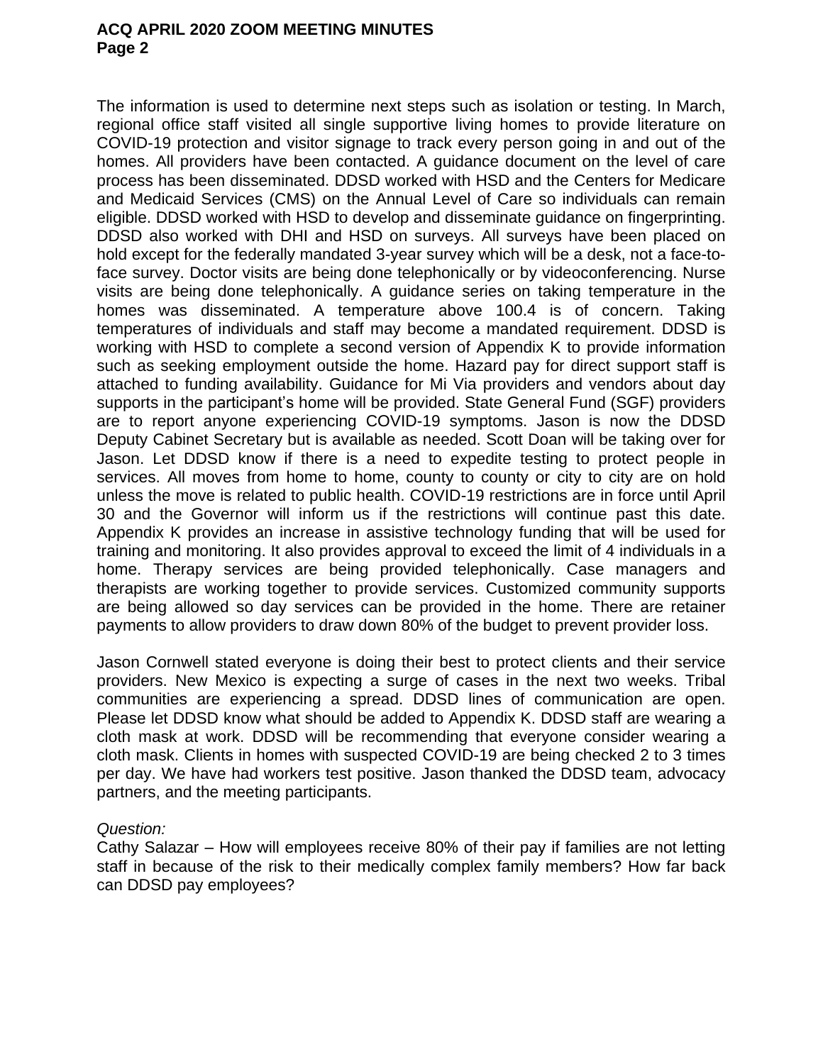The information is used to determine next steps such as isolation or testing. In March, regional office staff visited all single supportive living homes to provide literature on COVID-19 protection and visitor signage to track every person going in and out of the homes. All providers have been contacted. A guidance document on the level of care process has been disseminated. DDSD worked with HSD and the Centers for Medicare and Medicaid Services (CMS) on the Annual Level of Care so individuals can remain eligible. DDSD worked with HSD to develop and disseminate guidance on fingerprinting. DDSD also worked with DHI and HSD on surveys. All surveys have been placed on hold except for the federally mandated 3-year survey which will be a desk, not a face-to-face survey. Doctor visits are being done telephonically or by videoconferencing. Nurse visits are being done telephonically. A guidance series on taking temperature in the homes was disseminated. A temperature above 100.4 is of concern. Taking temperatures of individuals and staff may become a mandated requirement. DDSD is working with HSD to complete a second version of Appendix K to provide information such as seeking employment outside the home. Hazard pay for direct support staff is attached to funding availability. Guidance for Mi Via providers and vendors about day supports in the participant's home will be provided. State General Fund (SGF) providers are to report anyone experiencing COVID-19 symptoms. Jason is now the DDSD Deputy Cabinet Secretary but is available as needed. Scott Doan will be taking over for Jason. Let DDSD know if there is a need to expedite testing to protect people in services. All moves from home to home, county to county or city to city are on hold unless the move is related to public health. COVID-19 restrictions are in force until April 30 and the Governor will inform us if the restrictions will continue past this date. Appendix K provides an increase in assistive technology funding that will be used for training and monitoring. It also provides approval to exceed the limit of 4 individuals in a home. Therapy services are being provided telephonically. Case managers and therapists are working together to provide services. Customized community supports are being allowed so day services can be provided in the home. There are retainer payments to allow providers to draw down 80% of the budget to prevent provider loss.

Jason Cornwell stated everyone is doing their best to protect clients and their service providers. New Mexico is expecting a surge of cases in the next two weeks. Tribal communities are experiencing a spread. DDSD lines of communication are open. Please let DDSD know what should be added to Appendix K. DDSD staff are wearing a cloth mask at work. DDSD will be recommending that everyone consider wearing a cloth mask. Clients in homes with suspected COVID-19 are being checked 2 to 3 times per day. We have had workers test positive. Jason thanked the DDSD team, advocacy partners, and the meeting participants.

*Question:*
Cathy Salazar – How will employees receive 80% of their pay if families are not letting staff in because of the risk to their medically complex family members? How far back can DDSD pay employees?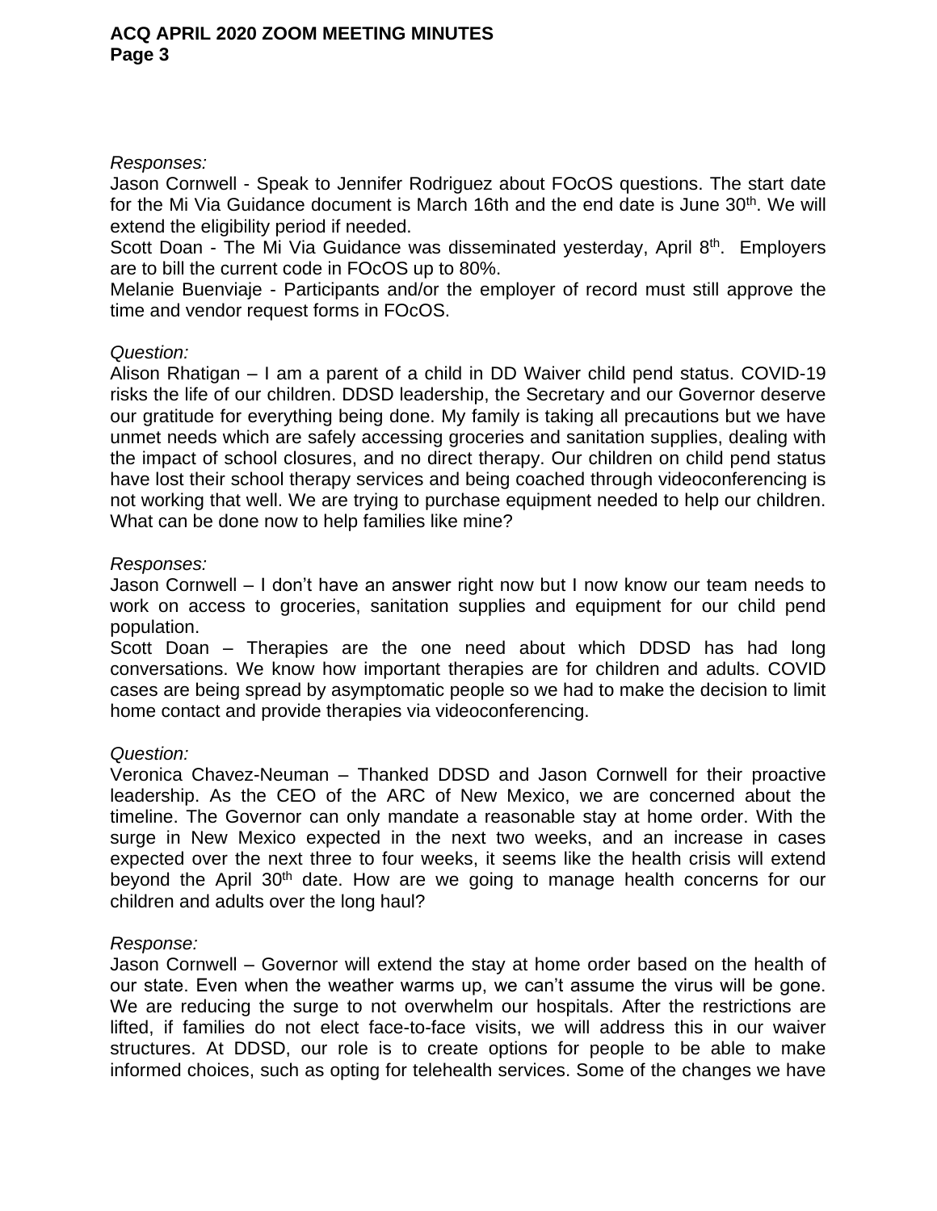*Responses:*
Jason Cornwell - Speak to Jennifer Rodriguez about FOcOS questions. The start date for the Mi Via Guidance document is March 16th and the end date is June 30th. We will extend the eligibility period if needed.
Scott Doan - The Mi Via Guidance was disseminated yesterday, April 8th. Employers are to bill the current code in FOcOS up to 80%.
Melanie Buenviaje - Participants and/or the employer of record must still approve the time and vendor request forms in FOcOS.

*Question:*
Alison Rhatigan – I am a parent of a child in DD Waiver child pend status. COVID-19 risks the life of our children. DDSD leadership, the Secretary and our Governor deserve our gratitude for everything being done. My family is taking all precautions but we have unmet needs which are safely accessing groceries and sanitation supplies, dealing with the impact of school closures, and no direct therapy. Our children on child pend status have lost their school therapy services and being coached through videoconferencing is not working that well. We are trying to purchase equipment needed to help our children. What can be done now to help families like mine?

*Responses:*
Jason Cornwell – I don't have an answer right now but I now know our team needs to work on access to groceries, sanitation supplies and equipment for our child pend population.
Scott Doan – Therapies are the one need about which DDSD has had long conversations. We know how important therapies are for children and adults. COVID cases are being spread by asymptomatic people so we had to make the decision to limit home contact and provide therapies via videoconferencing.

*Question:*
Veronica Chavez-Neuman – Thanked DDSD and Jason Cornwell for their proactive leadership. As the CEO of the ARC of New Mexico, we are concerned about the timeline. The Governor can only mandate a reasonable stay at home order. With the surge in New Mexico expected in the next two weeks, and an increase in cases expected over the next three to four weeks, it seems like the health crisis will extend beyond the April 30th date. How are we going to manage health concerns for our children and adults over the long haul?

*Response:*
Jason Cornwell – Governor will extend the stay at home order based on the health of our state. Even when the weather warms up, we can't assume the virus will be gone. We are reducing the surge to not overwhelm our hospitals. After the restrictions are lifted, if families do not elect face-to-face visits, we will address this in our waiver structures. At DDSD, our role is to create options for people to be able to make informed choices, such as opting for telehealth services. Some of the changes we have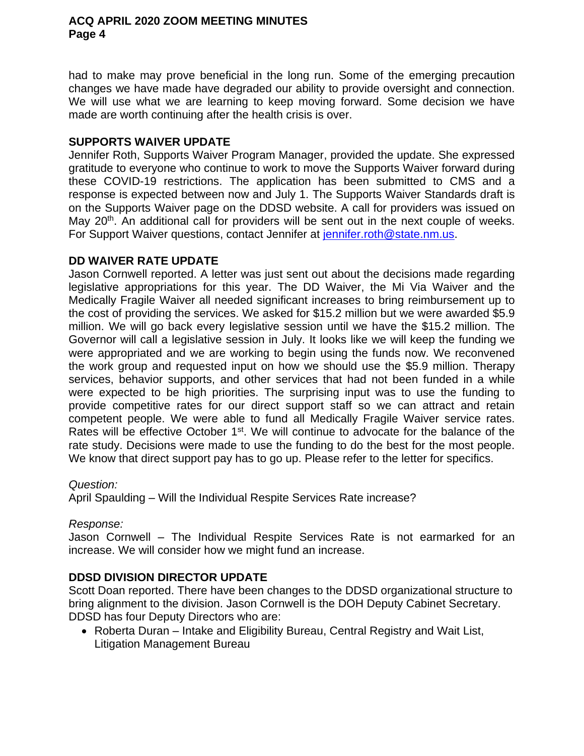had to make may prove beneficial in the long run. Some of the emerging precaution changes we have made have degraded our ability to provide oversight and connection. We will use what we are learning to keep moving forward. Some decision we have made are worth continuing after the health crisis is over.

## SUPPORTS WAIVER UPDATE

Jennifer Roth, Supports Waiver Program Manager, provided the update. She expressed gratitude to everyone who continue to work to move the Supports Waiver forward during these COVID-19 restrictions. The application has been submitted to CMS and a response is expected between now and July 1. The Supports Waiver Standards draft is on the Supports Waiver page on the DDSD website. A call for providers was issued on May 20th. An additional call for providers will be sent out in the next couple of weeks. For Support Waiver questions, contact Jennifer at jennifer.roth@state.nm.us.

## DD WAIVER RATE UPDATE

Jason Cornwell reported. A letter was just sent out about the decisions made regarding legislative appropriations for this year. The DD Waiver, the Mi Via Waiver and the Medically Fragile Waiver all needed significant increases to bring reimbursement up to the cost of providing the services. We asked for $15.2 million but we were awarded $5.9 million. We will go back every legislative session until we have the $15.2 million. The Governor will call a legislative session in July. It looks like we will keep the funding we were appropriated and we are working to begin using the funds now. We reconvened the work group and requested input on how we should use the $5.9 million. Therapy services, behavior supports, and other services that had not been funded in a while were expected to be high priorities. The surprising input was to use the funding to provide competitive rates for our direct support staff so we can attract and retain competent people. We were able to fund all Medically Fragile Waiver service rates. Rates will be effective October 1st. We will continue to advocate for the balance of the rate study. Decisions were made to use the funding to do the best for the most people. We know that direct support pay has to go up. Please refer to the letter for specifics.

*Question:*

April Spaulding – Will the Individual Respite Services Rate increase?

*Response:*

Jason Cornwell – The Individual Respite Services Rate is not earmarked for an increase. We will consider how we might fund an increase.

## DDSD DIVISION DIRECTOR UPDATE

Scott Doan reported. There have been changes to the DDSD organizational structure to bring alignment to the division. Jason Cornwell is the DOH Deputy Cabinet Secretary. DDSD has four Deputy Directors who are:

- Roberta Duran – Intake and Eligibility Bureau, Central Registry and Wait List, Litigation Management Bureau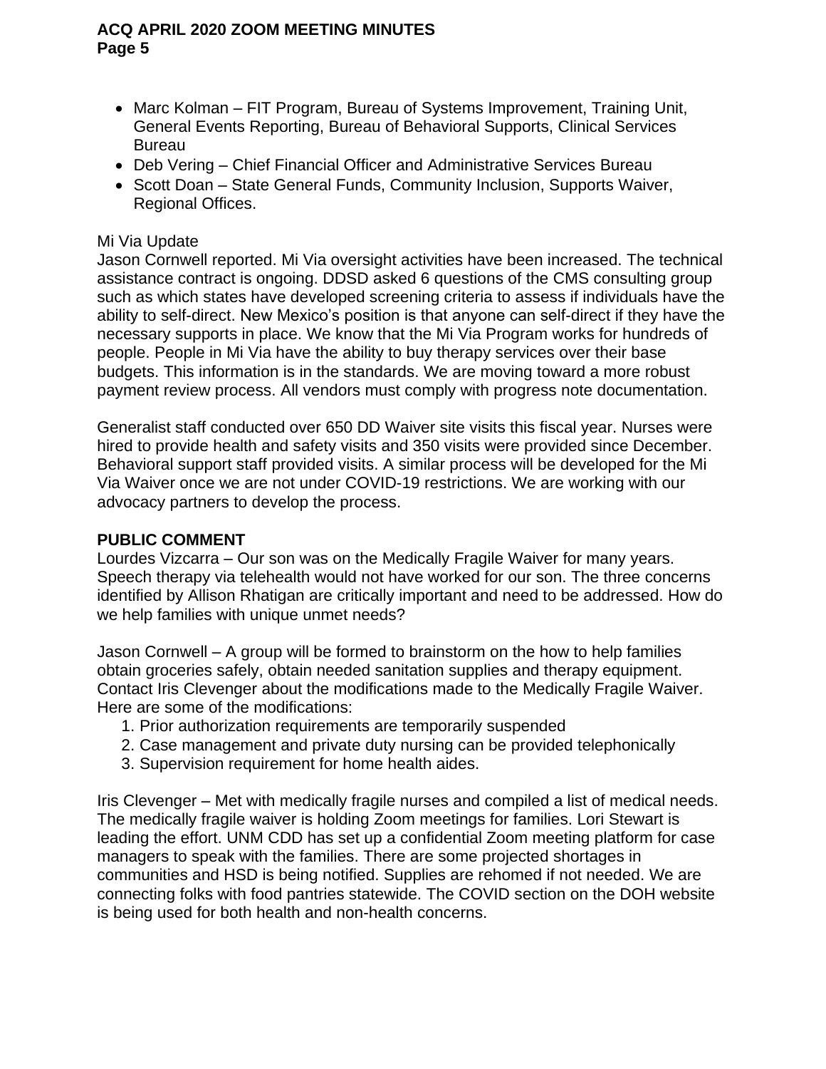- Marc Kolman – FIT Program, Bureau of Systems Improvement, Training Unit, General Events Reporting, Bureau of Behavioral Supports, Clinical Services Bureau
- Deb Vering – Chief Financial Officer and Administrative Services Bureau
- Scott Doan – State General Funds, Community Inclusion, Supports Waiver, Regional Offices.

Mi Via Update
Jason Cornwell reported. Mi Via oversight activities have been increased. The technical assistance contract is ongoing. DDSD asked 6 questions of the CMS consulting group such as which states have developed screening criteria to assess if individuals have the ability to self-direct. New Mexico's position is that anyone can self-direct if they have the necessary supports in place. We know that the Mi Via Program works for hundreds of people. People in Mi Via have the ability to buy therapy services over their base budgets. This information is in the standards. We are moving toward a more robust payment review process. All vendors must comply with progress note documentation.

Generalist staff conducted over 650 DD Waiver site visits this fiscal year. Nurses were hired to provide health and safety visits and 350 visits were provided since December. Behavioral support staff provided visits. A similar process will be developed for the Mi Via Waiver once we are not under COVID-19 restrictions. We are working with our advocacy partners to develop the process.

**PUBLIC COMMENT**
Lourdes Vizcarra – Our son was on the Medically Fragile Waiver for many years. Speech therapy via telehealth would not have worked for our son. The three concerns identified by Allison Rhatigan are critically important and need to be addressed. How do we help families with unique unmet needs?

Jason Cornwell – A group will be formed to brainstorm on the how to help families obtain groceries safely, obtain needed sanitation supplies and therapy equipment. Contact Iris Clevenger about the modifications made to the Medically Fragile Waiver. Here are some of the modifications:

1. Prior authorization requirements are temporarily suspended
2. Case management and private duty nursing can be provided telephonically
3. Supervision requirement for home health aides.

Iris Clevenger – Met with medically fragile nurses and compiled a list of medical needs. The medically fragile waiver is holding Zoom meetings for families. Lori Stewart is leading the effort. UNM CDD has set up a confidential Zoom meeting platform for case managers to speak with the families. There are some projected shortages in communities and HSD is being notified. Supplies are rehomed if not needed. We are connecting folks with food pantries statewide. The COVID section on the DOH website is being used for both health and non-health concerns.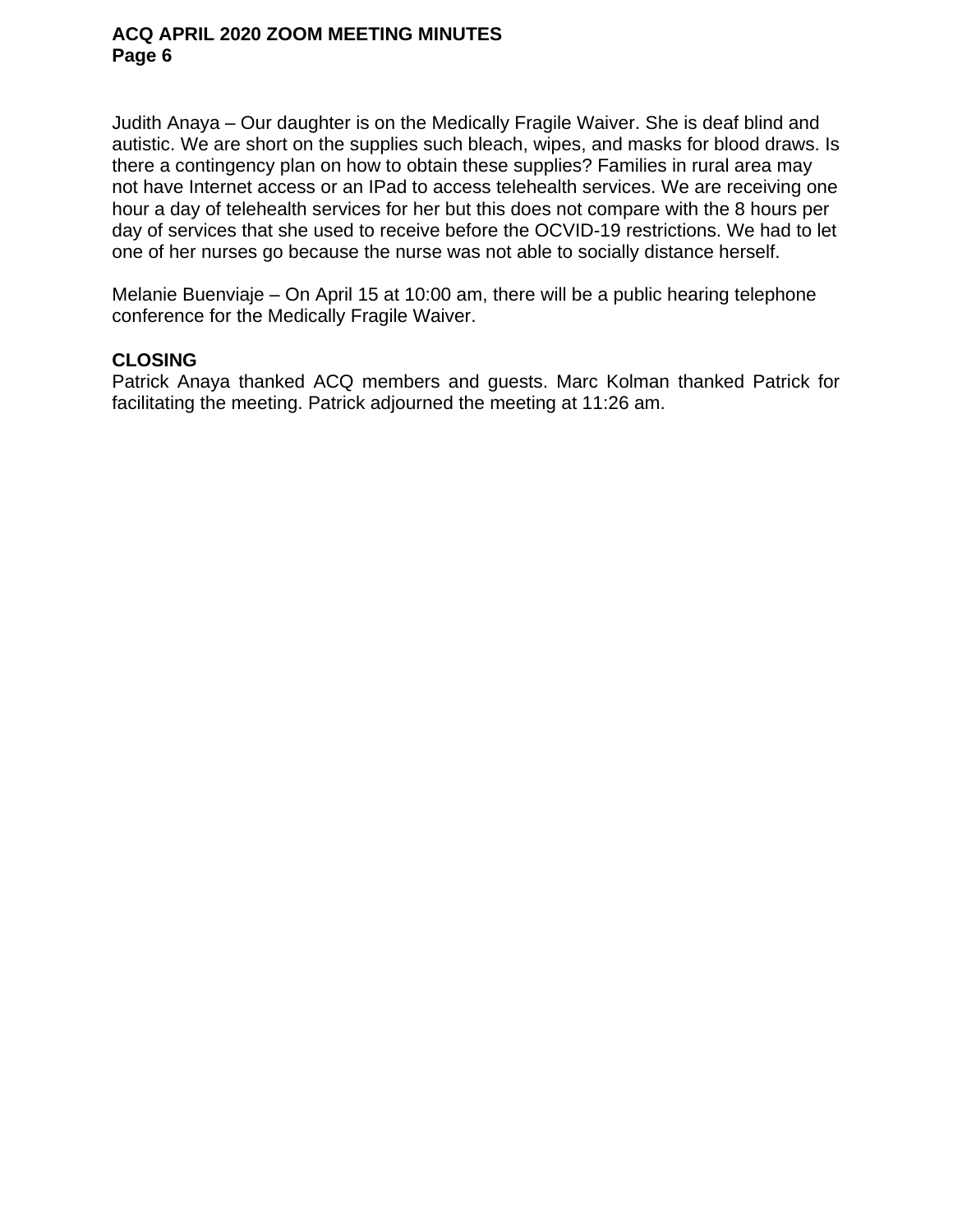Judith Anaya – Our daughter is on the Medically Fragile Waiver. She is deaf blind and autistic. We are short on the supplies such bleach, wipes, and masks for blood draws. Is there a contingency plan on how to obtain these supplies? Families in rural area may not have Internet access or an IPad to access telehealth services. We are receiving one hour a day of telehealth services for her but this does not compare with the 8 hours per day of services that she used to receive before the OCVID-19 restrictions. We had to let one of her nurses go because the nurse was not able to socially distance herself.

Melanie Buenviaje – On April 15 at 10:00 am, there will be a public hearing telephone conference for the Medically Fragile Waiver.

**CLOSING**

Patrick Anaya thanked ACQ members and guests. Marc Kolman thanked Patrick for facilitating the meeting. Patrick adjourned the meeting at 11:26 am.